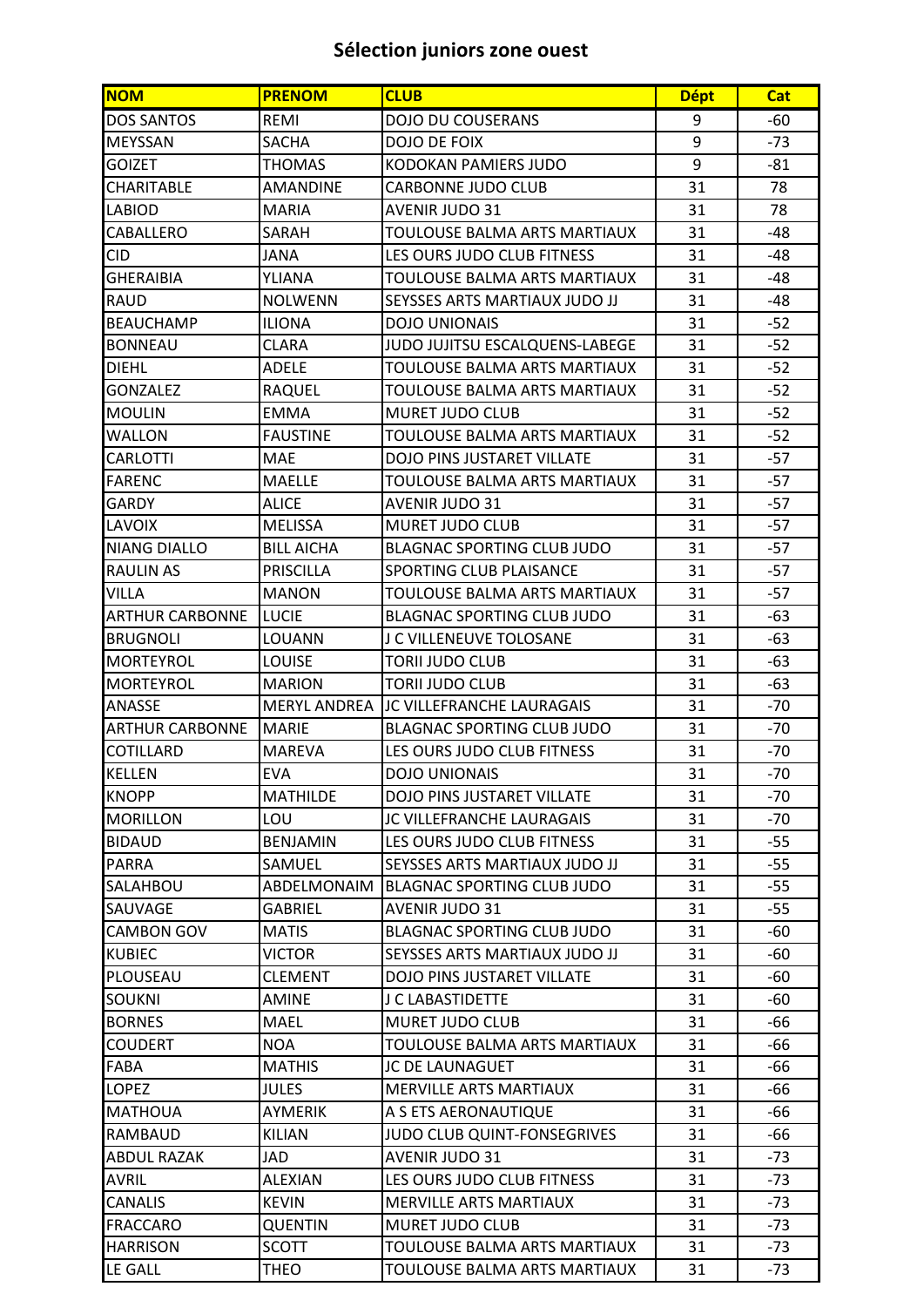# Sélection juniors zone ouest

| NOM | PRENOM | CLUB | Dépt | Cat |
|---|---|---|---|---|
| DOS SANTOS | REMI | DOJO DU COUSERANS | 9 | -60 |
| MEYSSAN | SACHA | DOJO DE FOIX | 9 | -73 |
| GOIZET | THOMAS | KODOKAN PAMIERS JUDO | 9 | -81 |
| CHARITABLE | AMANDINE | CARBONNE JUDO CLUB | 31 | 78 |
| LABIOD | MARIA | AVENIR JUDO 31 | 31 | 78 |
| CABALLERO | SARAH | TOULOUSE BALMA ARTS MARTIAUX | 31 | -48 |
| CID | JANA | LES OURS JUDO CLUB FITNESS | 31 | -48 |
| GHERAIBIA | YLIANA | TOULOUSE BALMA ARTS MARTIAUX | 31 | -48 |
| RAUD | NOLWENN | SEYSSES ARTS MARTIAUX JUDO JJ | 31 | -48 |
| BEAUCHAMP | ILIONA | DOJO UNIONAIS | 31 | -52 |
| BONNEAU | CLARA | JUDO JUJITSU ESCALQUENS-LABEGE | 31 | -52 |
| DIEHL | ADELE | TOULOUSE BALMA ARTS MARTIAUX | 31 | -52 |
| GONZALEZ | RAQUEL | TOULOUSE BALMA ARTS MARTIAUX | 31 | -52 |
| MOULIN | EMMA | MURET JUDO CLUB | 31 | -52 |
| WALLON | FAUSTINE | TOULOUSE BALMA ARTS MARTIAUX | 31 | -52 |
| CARLOTTI | MAE | DOJO PINS JUSTARET VILLATE | 31 | -57 |
| FARENC | MAELLE | TOULOUSE BALMA ARTS MARTIAUX | 31 | -57 |
| GARDY | ALICE | AVENIR JUDO 31 | 31 | -57 |
| LAVOIX | MELISSA | MURET JUDO CLUB | 31 | -57 |
| NIANG DIALLO | BILL AICHA | BLAGNAC SPORTING CLUB JUDO | 31 | -57 |
| RAULIN AS | PRISCILLA | SPORTING CLUB PLAISANCE | 31 | -57 |
| VILLA | MANON | TOULOUSE BALMA ARTS MARTIAUX | 31 | -57 |
| ARTHUR CARBONNE | LUCIE | BLAGNAC SPORTING CLUB JUDO | 31 | -63 |
| BRUGNOLI | LOUANN | J C VILLENEUVE TOLOSANE | 31 | -63 |
| MORTEYROL | LOUISE | TORII JUDO CLUB | 31 | -63 |
| MORTEYROL | MARION | TORII JUDO CLUB | 31 | -63 |
| ANASSE | MERYL ANDREA | JC VILLEFRANCHE LAURAGAIS | 31 | -70 |
| ARTHUR CARBONNE | MARIE | BLAGNAC SPORTING CLUB JUDO | 31 | -70 |
| COTILLARD | MAREVA | LES OURS JUDO CLUB FITNESS | 31 | -70 |
| KELLEN | EVA | DOJO UNIONAIS | 31 | -70 |
| KNOPP | MATHILDE | DOJO PINS JUSTARET VILLATE | 31 | -70 |
| MORILLON | LOU | JC VILLEFRANCHE LAURAGAIS | 31 | -70 |
| BIDAUD | BENJAMIN | LES OURS JUDO CLUB FITNESS | 31 | -55 |
| PARRA | SAMUEL | SEYSSES ARTS MARTIAUX JUDO JJ | 31 | -55 |
| SALAHBOU | ABDELMONAIM | BLAGNAC SPORTING CLUB JUDO | 31 | -55 |
| SAUVAGE | GABRIEL | AVENIR JUDO 31 | 31 | -55 |
| CAMBON GOV | MATIS | BLAGNAC SPORTING CLUB JUDO | 31 | -60 |
| KUBIEC | VICTOR | SEYSSES ARTS MARTIAUX JUDO JJ | 31 | -60 |
| PLOUSEAU | CLEMENT | DOJO PINS JUSTARET VILLATE | 31 | -60 |
| SOUKNI | AMINE | J C LABASTIDETTE | 31 | -60 |
| BORNES | MAEL | MURET JUDO CLUB | 31 | -66 |
| COUDERT | NOA | TOULOUSE BALMA ARTS MARTIAUX | 31 | -66 |
| FABA | MATHIS | JC DE LAUNAGUET | 31 | -66 |
| LOPEZ | JULES | MERVILLE ARTS MARTIAUX | 31 | -66 |
| MATHOUA | AYMERIK | A S ETS AERONAUTIQUE | 31 | -66 |
| RAMBAUD | KILIAN | JUDO CLUB QUINT-FONSEGRIVES | 31 | -66 |
| ABDUL RAZAK | JAD | AVENIR JUDO 31 | 31 | -73 |
| AVRIL | ALEXIAN | LES OURS JUDO CLUB FITNESS | 31 | -73 |
| CANALIS | KEVIN | MERVILLE ARTS MARTIAUX | 31 | -73 |
| FRACCARO | QUENTIN | MURET JUDO CLUB | 31 | -73 |
| HARRISON | SCOTT | TOULOUSE BALMA ARTS MARTIAUX | 31 | -73 |
| LE GALL | THEO | TOULOUSE BALMA ARTS MARTIAUX | 31 | -73 |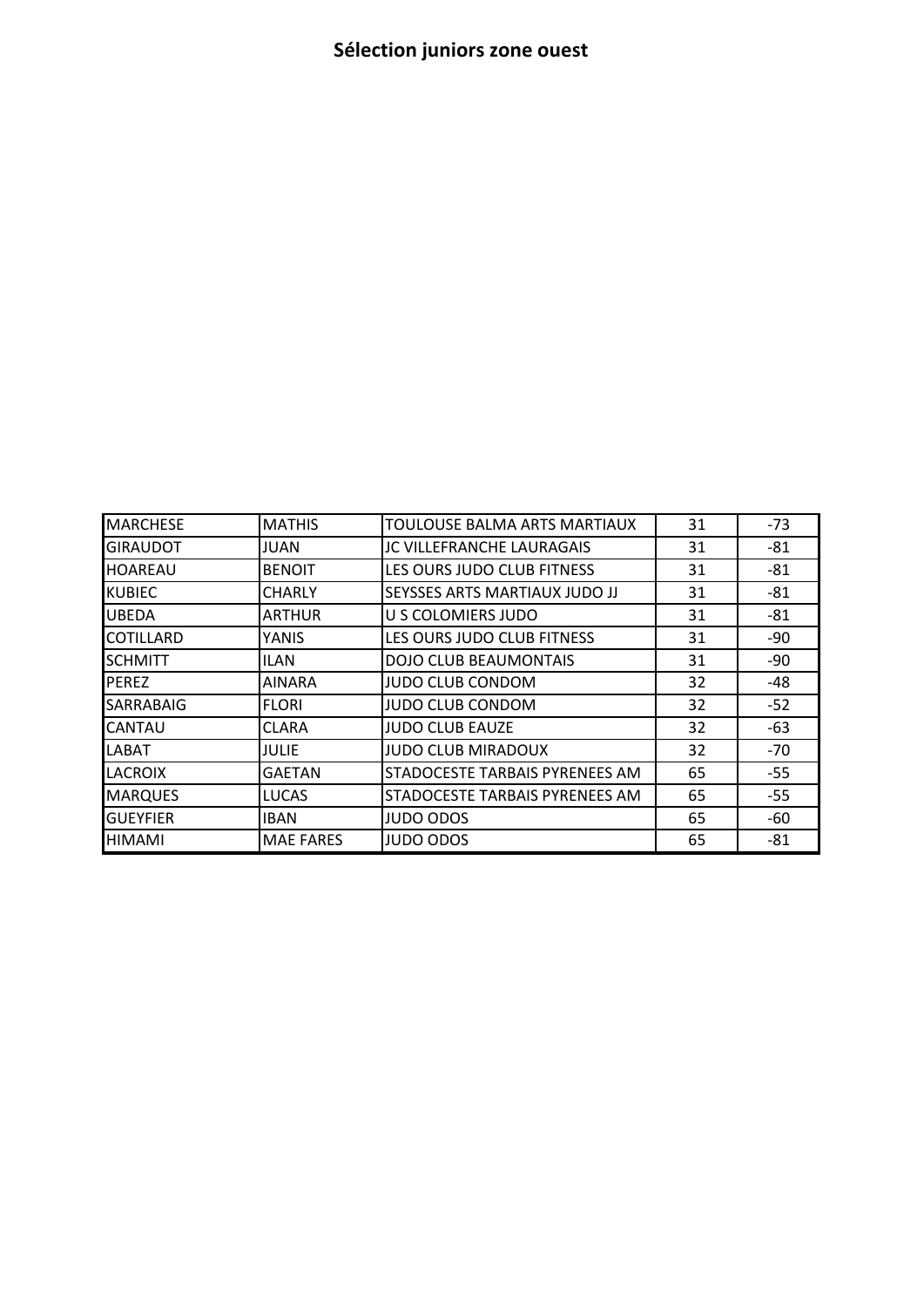# Sélection juniors zone ouest

| | | | | |
|---|---|---|---|---|
| MARCHESE | MATHIS | TOULOUSE BALMA ARTS MARTIAUX | 31 | -73 |
| GIRAUDOT | JUAN | JC VILLEFRANCHE LAURAGAIS | 31 | -81 |
| HOAREAU | BENOIT | LES OURS JUDO CLUB FITNESS | 31 | -81 |
| KUBIEC | CHARLY | SEYSSES ARTS MARTIAUX JUDO JJ | 31 | -81 |
| UBEDA | ARTHUR | U S COLOMIERS JUDO | 31 | -81 |
| COTILLARD | YANIS | LES OURS JUDO CLUB FITNESS | 31 | -90 |
| SCHMITT | ILAN | DOJO CLUB BEAUMONTAIS | 31 | -90 |
| PEREZ | AINARA | JUDO CLUB CONDOM | 32 | -48 |
| SARRABAIG | FLORI | JUDO CLUB CONDOM | 32 | -52 |
| CANTAU | CLARA | JUDO CLUB EAUZE | 32 | -63 |
| LABAT | JULIE | JUDO CLUB MIRADOUX | 32 | -70 |
| LACROIX | GAETAN | STADOCESTE TARBAIS PYRENEES AM | 65 | -55 |
| MARQUES | LUCAS | STADOCESTE TARBAIS PYRENEES AM | 65 | -55 |
| GUEYFIER | IBAN | JUDO ODOS | 65 | -60 |
| HIMAMI | MAE FARES | JUDO ODOS | 65 | -81 |